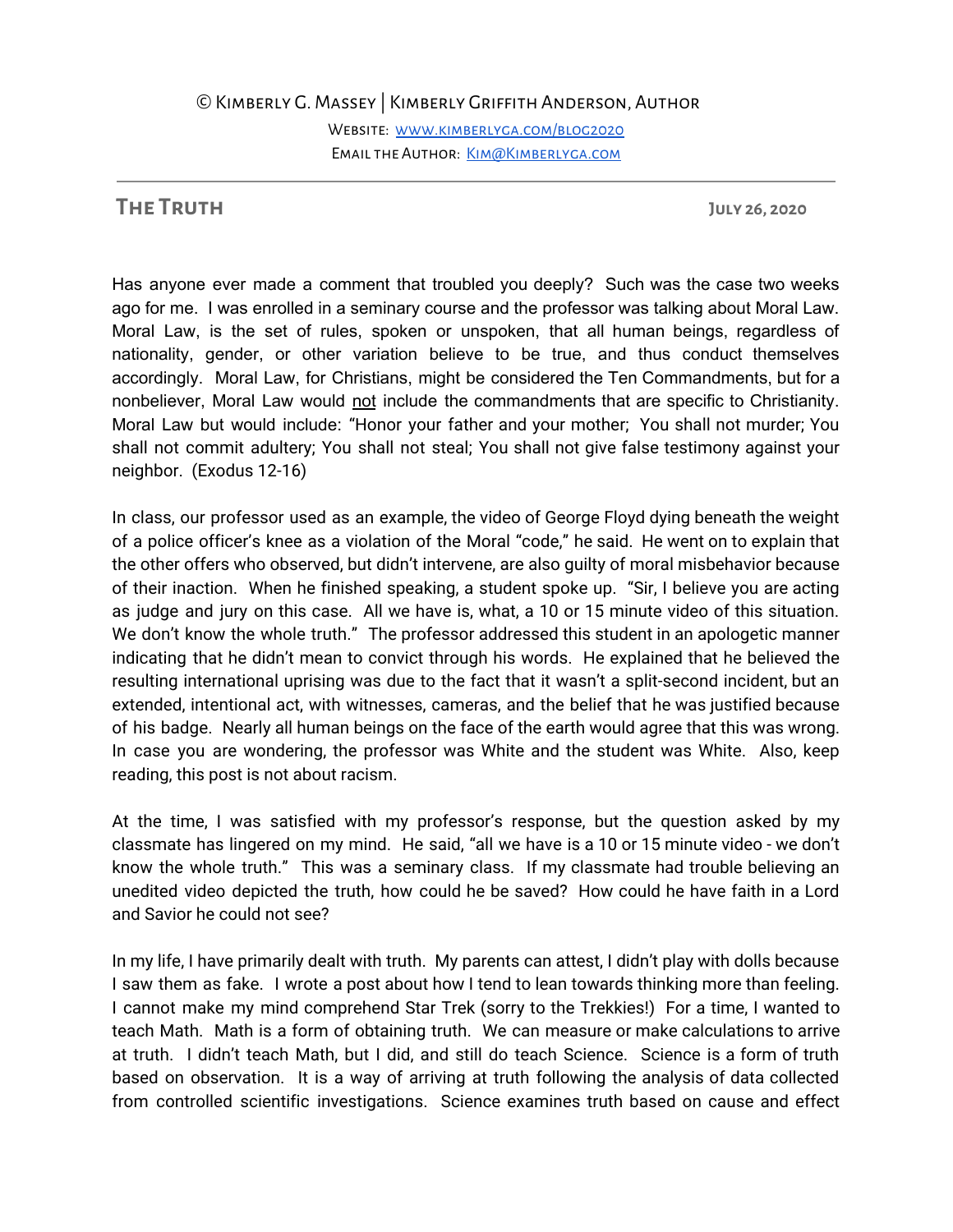© Kimberly G. Massey | Kimberly Griffith Anderson, Author

Website: [www.kimberlyga.com/blog2020](http://www.kimberlyga.com/blog2020)

Email the Author: [Kim@Kimberlyga.com](mailto:Kim@Kimberlyga.com)

---

## The Truth

**July 26, 2020**

Has anyone ever made a comment that troubled you deeply? Such was the case two weeks ago for me. I was enrolled in a seminary course and the professor was talking about Moral Law. Moral Law, is the set of rules, spoken or unspoken, that all human beings, regardless of nationality, gender, or other variation believe to be true, and thus conduct themselves accordingly. Moral Law, for Christians, might be considered the Ten Commandments, but for a nonbeliever, Moral Law would <u>not</u> include the commandments that are specific to Christianity. Moral Law but would include: "Honor your father and your mother; You shall not murder; You shall not commit adultery; You shall not steal; You shall not give false testimony against your neighbor. (Exodus 12-16)

In class, our professor used as an example, the video of George Floyd dying beneath the weight of a police officer's knee as a violation of the Moral "code," he said. He went on to explain that the other offers who observed, but didn't intervene, are also guilty of moral misbehavior because of their inaction. When he finished speaking, a student spoke up. "Sir, I believe you are acting as judge and jury on this case. All we have is, what, a 10 or 15 minute video of this situation. We don't know the whole truth." The professor addressed this student in an apologetic manner indicating that he didn't mean to convict through his words. He explained that he believed the resulting international uprising was due to the fact that it wasn't a split-second incident, but an extended, intentional act, with witnesses, cameras, and the belief that he was justified because of his badge. Nearly all human beings on the face of the earth would agree that this was wrong. In case you are wondering, the professor was White and the student was White. Also, keep reading, this post is not about racism.

At the time, I was satisfied with my professor's response, but the question asked by my classmate has lingered on my mind. He said, "all we have is a 10 or 15 minute video - we don't know the whole truth." This was a seminary class. If my classmate had trouble believing an unedited video depicted the truth, how could he be saved? How could he have faith in a Lord and Savior he could not see?

In my life, I have primarily dealt with truth. My parents can attest, I didn't play with dolls because I saw them as fake. I wrote a post about how I tend to lean towards thinking more than feeling. I cannot make my mind comprehend Star Trek (sorry to the Trekkies!) For a time, I wanted to teach Math. Math is a form of obtaining truth. We can measure or make calculations to arrive at truth. I didn't teach Math, but I did, and still do teach Science. Science is a form of truth based on observation. It is a way of arriving at truth following the analysis of data collected from controlled scientific investigations. Science examines truth based on cause and effect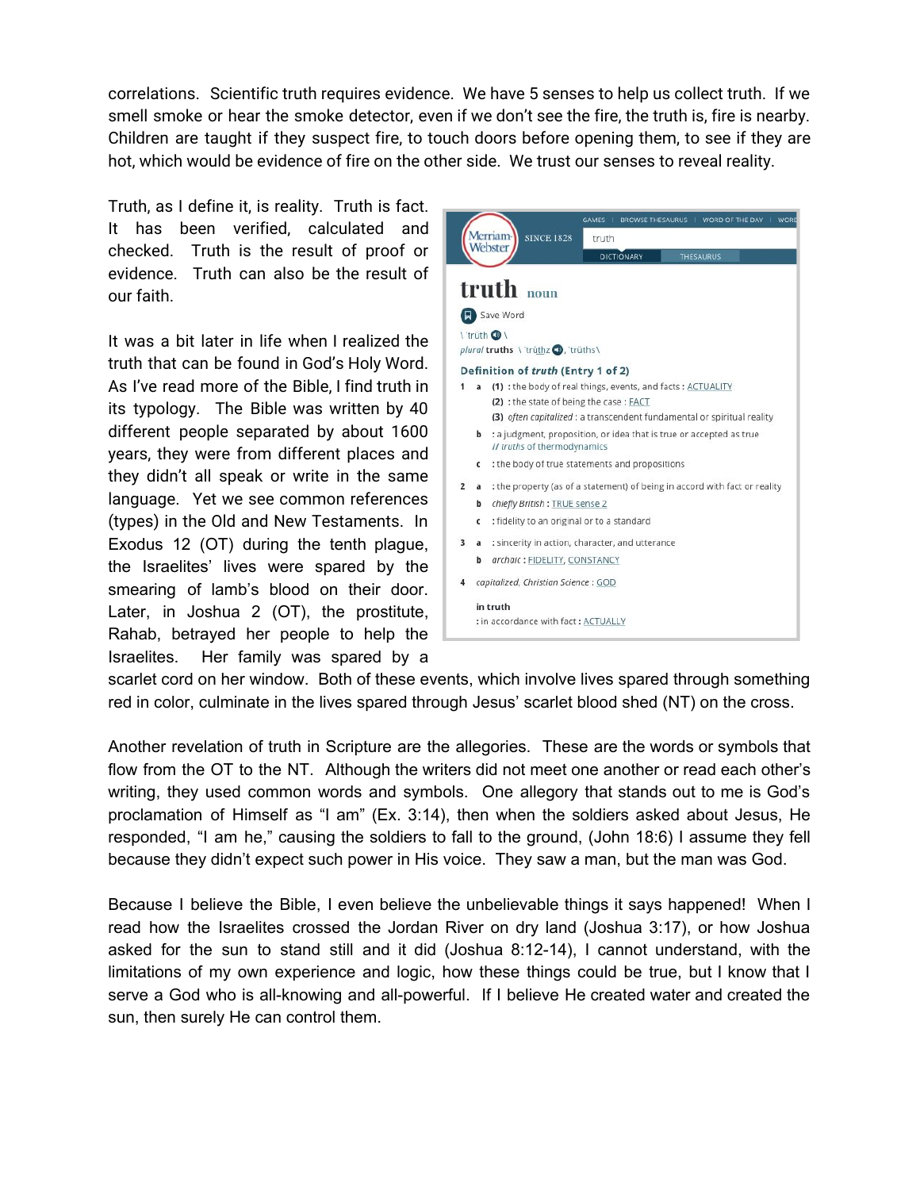correlations. Scientific truth requires evidence. We have 5 senses to help us collect truth. If we smell smoke or hear the smoke detector, even if we don't see the fire, the truth is, fire is nearby. Children are taught if they suspect fire, to touch doors before opening them, to see if they are hot, which would be evidence of fire on the other side. We trust our senses to reveal reality.

Truth, as I define it, is reality. Truth is fact. It has been verified, calculated and checked. Truth is the result of proof or evidence. Truth can also be the result of our faith.

It was a bit later in life when I realized the truth that can be found in God's Holy Word. As I've read more of the Bible, I find truth in its typology. The Bible was written by 40 different people separated by about 1600 years, they were from different places and they didn't all speak or write in the same language. Yet we see common references (types) in the Old and New Testaments. In Exodus 12 (OT) during the tenth plague, the Israelites' lives were spared by the smearing of lamb's blood on their door. Later, in Joshua 2 (OT), the prostitute, Rahab, betrayed her people to help the Israelites. Her family was spared by a scarlet cord on her window. Both of these events, which involve lives spared through something red in color, culminate in the lives spared through Jesus' scarlet blood shed (NT) on the cross.

Another revelation of truth in Scripture are the allegories. These are the words or symbols that flow from the OT to the NT. Although the writers did not meet one another or read each other's writing, they used common words and symbols. One allegory that stands out to me is God's proclamation of Himself as "I am" (Ex. 3:14), then when the soldiers asked about Jesus, He responded, "I am he," causing the soldiers to fall to the ground, (John 18:6) I assume they fell because they didn't expect such power in His voice. They saw a man, but the man was God.

Because I believe the Bible, I even believe the unbelievable things it says happened! When I read how the Israelites crossed the Jordan River on dry land (Joshua 3:17), or how Joshua asked for the sun to stand still and it did (Joshua 8:12-14), I cannot understand, with the limitations of my own experience and logic, how these things could be true, but I know that I serve a God who is all-knowing and all-powerful. If I believe He created water and created the sun, then surely He can control them.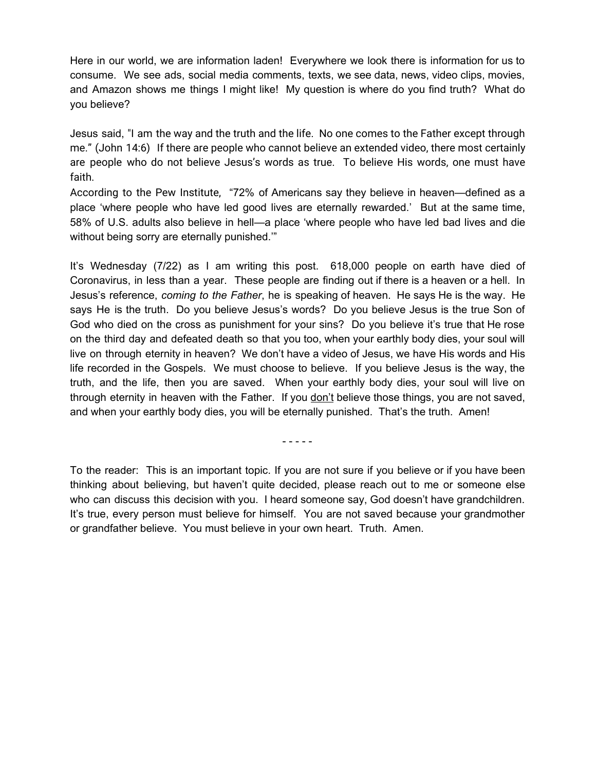Here in our world, we are information laden! Everywhere we look there is information for us to consume. We see ads, social media comments, texts, we see data, news, video clips, movies, and Amazon shows me things I might like! My question is where do you find truth? What do you believe?

Jesus said, "I am the way and the truth and the life. No one comes to the Father except through me." (John 14:6) If there are people who cannot believe an extended video, there most certainly are people who do not believe Jesus's words as true. To believe His words, one must have faith.
According to the Pew Institute, "72% of Americans say they believe in heaven—defined as a place 'where people who have led good lives are eternally rewarded.' But at the same time, 58% of U.S. adults also believe in hell—a place 'where people who have led bad lives and die without being sorry are eternally punished.'"

It's Wednesday (7/22) as I am writing this post. 618,000 people on earth have died of Coronavirus, in less than a year. These people are finding out if there is a heaven or a hell. In Jesus's reference, *coming to the Father*, he is speaking of heaven. He says He is the way. He says He is the truth. Do you believe Jesus's words? Do you believe Jesus is the true Son of God who died on the cross as punishment for your sins? Do you believe it's true that He rose on the third day and defeated death so that you too, when your earthly body dies, your soul will live on through eternity in heaven? We don't have a video of Jesus, we have His words and His life recorded in the Gospels. We must choose to believe. If you believe Jesus is the way, the truth, and the life, then you are saved. When your earthly body dies, your soul will live on through eternity in heaven with the Father. If you <u>don't</u> believe those things, you are not saved, and when your earthly body dies, you will be eternally punished. That's the truth. Amen!

- - - - -

To the reader: This is an important topic. If you are not sure if you believe or if you have been thinking about believing, but haven't quite decided, please reach out to me or someone else who can discuss this decision with you. I heard someone say, God doesn't have grandchildren. It's true, every person must believe for himself. You are not saved because your grandmother or grandfather believe. You must believe in your own heart. Truth. Amen.